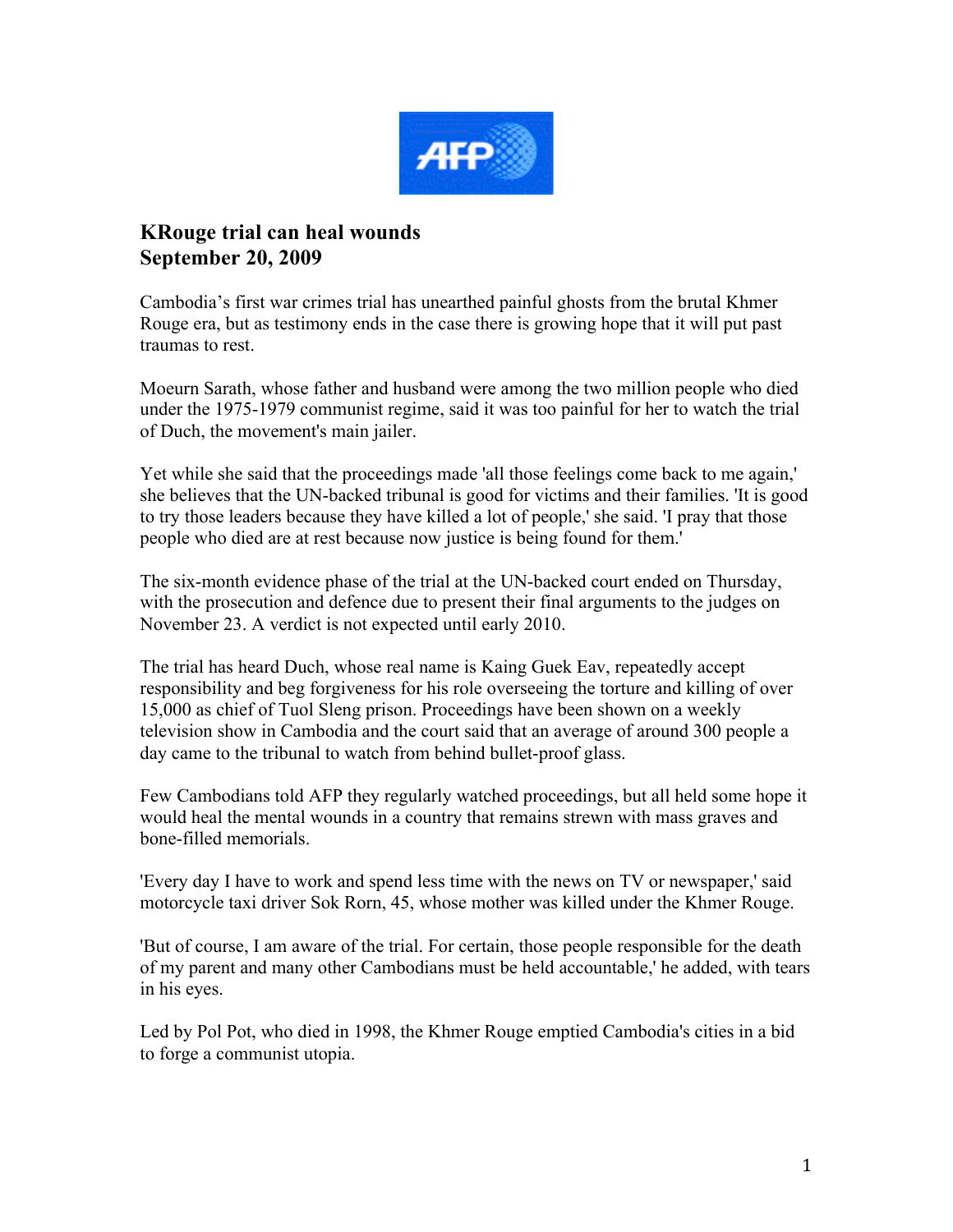# KRouge trial can heal wounds
## September 20, 2009

Cambodia's first war crimes trial has unearthed painful ghosts from the brutal Khmer Rouge era, but as testimony ends in the case there is growing hope that it will put past traumas to rest.

Moeurn Sarath, whose father and husband were among the two million people who died under the 1975-1979 communist regime, said it was too painful for her to watch the trial of Duch, the movement's main jailer.

Yet while she said that the proceedings made 'all those feelings come back to me again,' she believes that the UN-backed tribunal is good for victims and their families. 'It is good to try those leaders because they have killed a lot of people,' she said. 'I pray that those people who died are at rest because now justice is being found for them.'

The six-month evidence phase of the trial at the UN-backed court ended on Thursday, with the prosecution and defence due to present their final arguments to the judges on November 23. A verdict is not expected until early 2010.

The trial has heard Duch, whose real name is Kaing Guek Eav, repeatedly accept responsibility and beg forgiveness for his role overseeing the torture and killing of over 15,000 as chief of Tuol Sleng prison. Proceedings have been shown on a weekly television show in Cambodia and the court said that an average of around 300 people a day came to the tribunal to watch from behind bullet-proof glass.

Few Cambodians told AFP they regularly watched proceedings, but all held some hope it would heal the mental wounds in a country that remains strewn with mass graves and bone-filled memorials.

'Every day I have to work and spend less time with the news on TV or newspaper,' said motorcycle taxi driver Sok Rorn, 45, whose mother was killed under the Khmer Rouge.

'But of course, I am aware of the trial. For certain, those people responsible for the death of my parent and many other Cambodians must be held accountable,' he added, with tears in his eyes.

Led by Pol Pot, who died in 1998, the Khmer Rouge emptied Cambodia's cities in a bid to forge a communist utopia.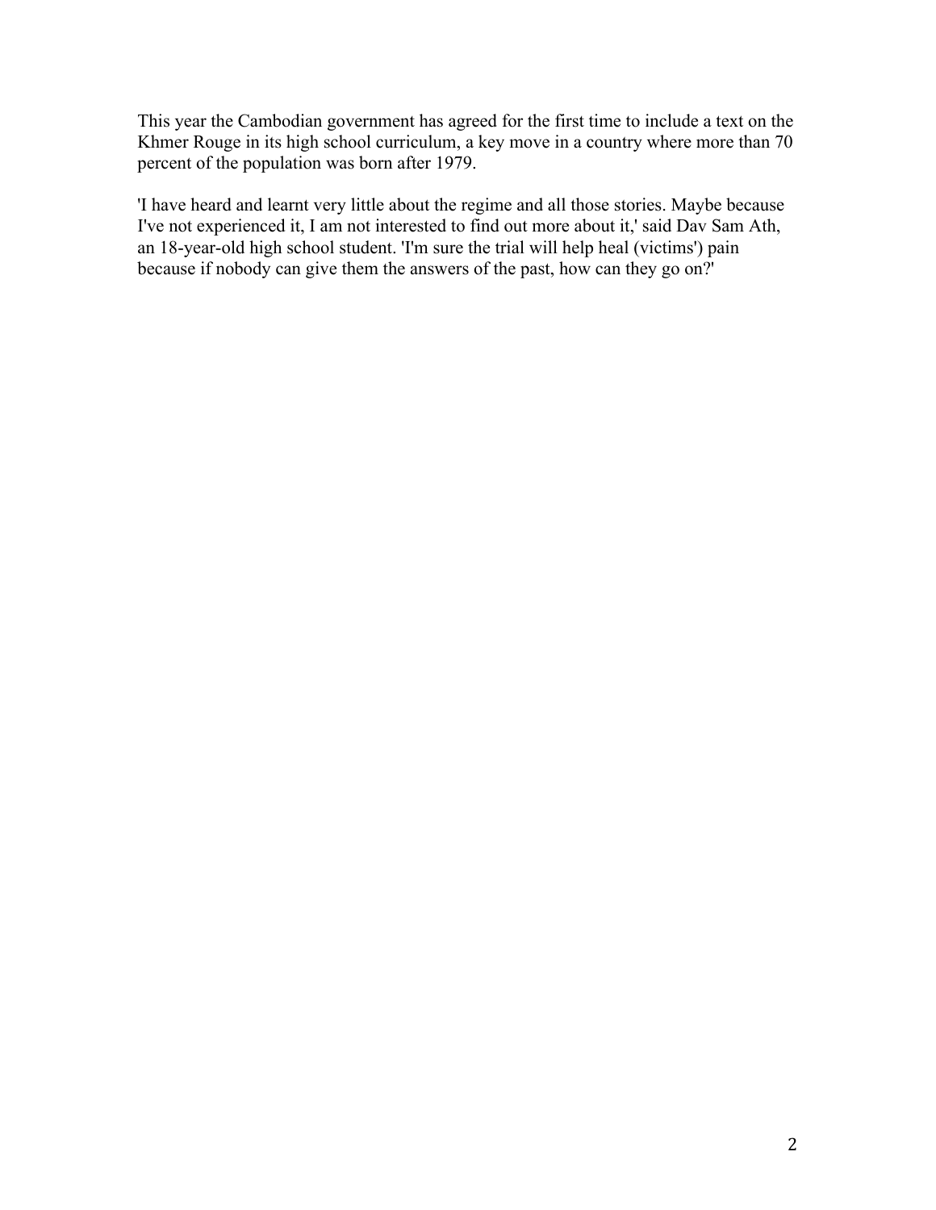This year the Cambodian government has agreed for the first time to include a text on the Khmer Rouge in its high school curriculum, a key move in a country where more than 70 percent of the population was born after 1979.

'I have heard and learnt very little about the regime and all those stories. Maybe because I've not experienced it, I am not interested to find out more about it,' said Dav Sam Ath, an 18-year-old high school student. 'I'm sure the trial will help heal (victims') pain because if nobody can give them the answers of the past, how can they go on?'